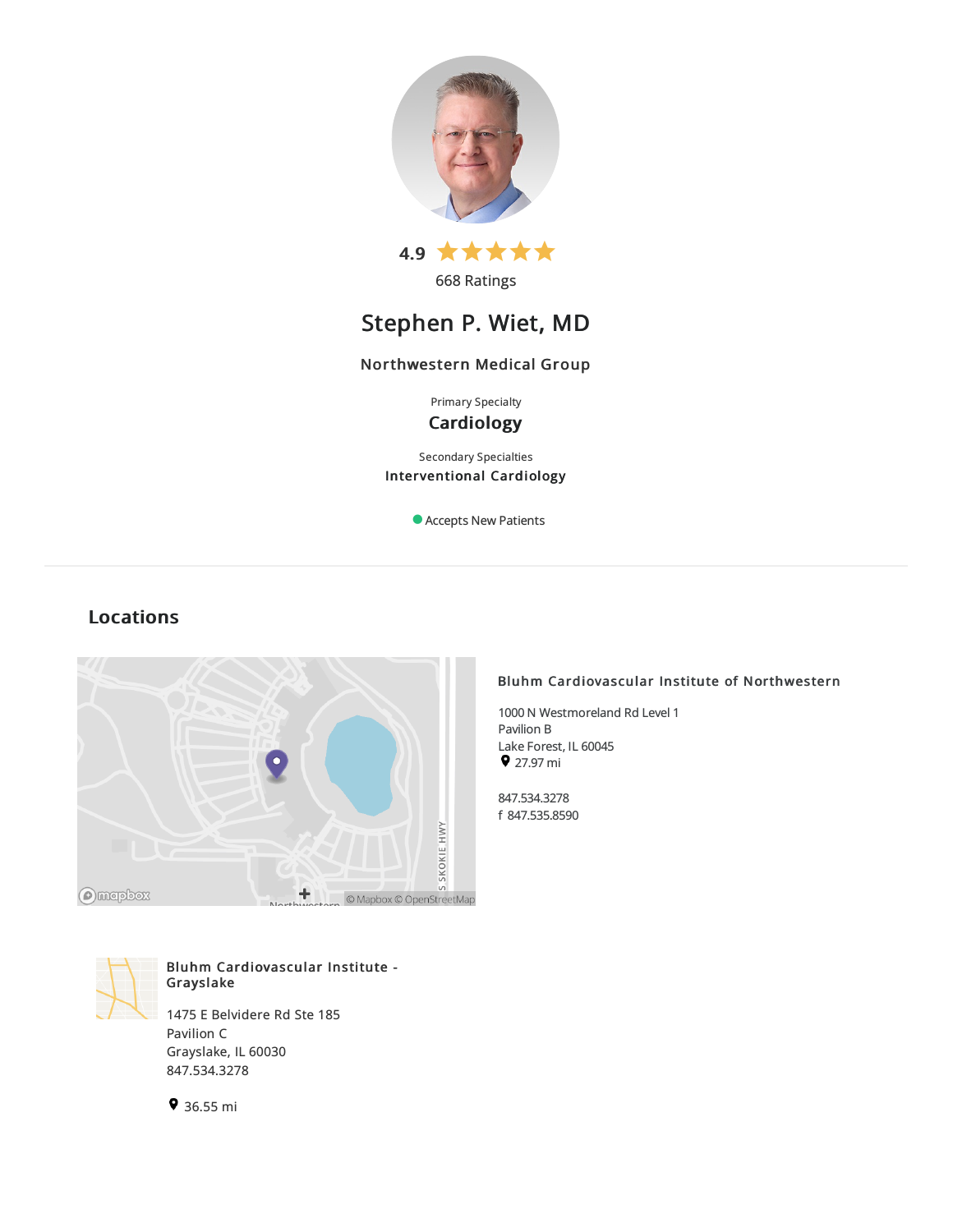4.9 ★★★★★

668 Ratings

# Stephen P. Wiet, MD

### Northwestern Medical Group

Primary Specialty

**Cardiology**

Secondary Specialties

**Interventional Cardiology**

Accepts New Patients

---

## Locations

### Bluhm Cardiovascular Institute of Northwestern

1000 N Westmoreland Rd Level 1
Pavilion B
Lake Forest, IL 60045
27.97 mi

847.534.3278
f 847.535.8590

### Bluhm Cardiovascular Institute - Grayslake

1475 E Belvidere Rd Ste 185
Pavilion C
Grayslake, IL 60030
847.534.3278

36.55 mi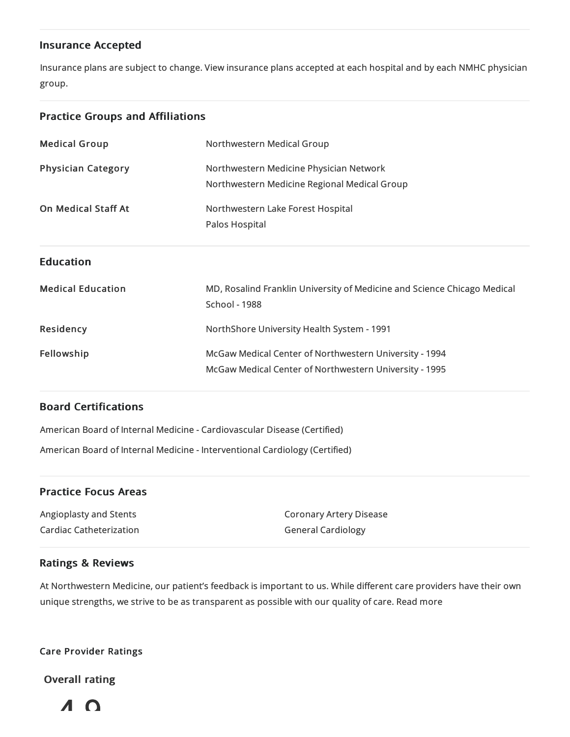## Insurance Accepted

Insurance plans are subject to change. View insurance plans accepted at each hospital and by each NMHC physician group.

## Practice Groups and Affiliations

| | |
|---|---|
| **Medical Group** | Northwestern Medical Group |
| **Physician Category** | Northwestern Medicine Physician Network<br>Northwestern Medicine Regional Medical Group |
| **On Medical Staff At** | Northwestern Lake Forest Hospital<br>Palos Hospital |

## Education

| | |
|---|---|
| **Medical Education** | MD, Rosalind Franklin University of Medicine and Science Chicago Medical School - 1988 |
| **Residency** | NorthShore University Health System - 1991 |
| **Fellowship** | McGaw Medical Center of Northwestern University - 1994<br>McGaw Medical Center of Northwestern University - 1995 |

## Board Certifications

American Board of Internal Medicine - Cardiovascular Disease (Certified)

American Board of Internal Medicine - Interventional Cardiology (Certified)

## Practice Focus Areas

- Angioplasty and Stents
- Cardiac Catheterization
- Coronary Artery Disease
- General Cardiology

## Ratings & Reviews

At Northwestern Medicine, our patient's feedback is important to us. While different care providers have their own unique strengths, we strive to be as transparent as possible with our quality of care. Read more

**Care Provider Ratings**

**Overall rating**

4.9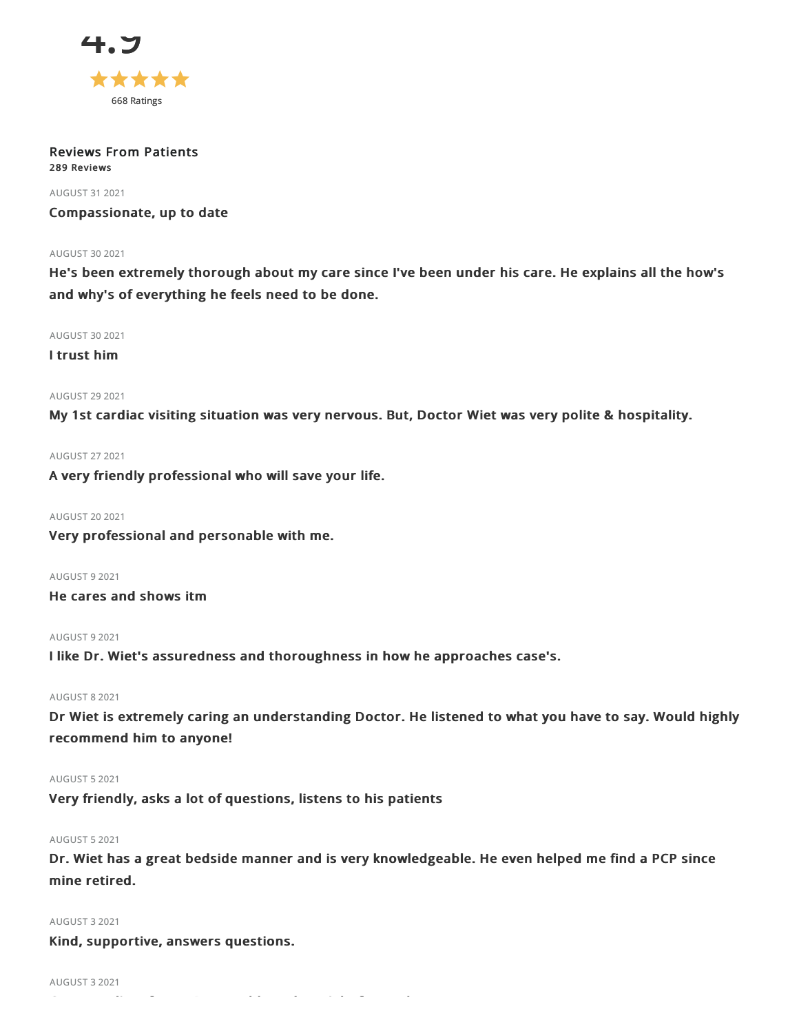4.9

★★★★★

668 Ratings

**Reviews From Patients**
**289 Reviews**

AUGUST 31 2021

**Compassionate, up to date**

AUGUST 30 2021

**He's been extremely thorough about my care since I've been under his care. He explains all the how's and why's of everything he feels need to be done.**

AUGUST 30 2021

**I trust him**

AUGUST 29 2021

**My 1st cardiac visiting situation was very nervous. But, Doctor Wiet was very polite & hospitality.**

AUGUST 27 2021

**A very friendly professional who will save your life.**

AUGUST 20 2021

**Very professional and personable with me.**

AUGUST 9 2021

**He cares and shows itm**

AUGUST 9 2021

**I like Dr. Wiet's assuredness and thoroughness in how he approaches case's.**

AUGUST 8 2021

**Dr Wiet is extremely caring an understanding Doctor. He listened to what you have to say. Would highly recommend him to anyone!**

AUGUST 5 2021

**Very friendly, asks a lot of questions, listens to his patients**

AUGUST 5 2021

**Dr. Wiet has a great bedside manner and is very knowledgeable. He even helped me find a PCP since mine retired.**

AUGUST 3 2021

**Kind, supportive, answers questions.**

AUGUST 3 2021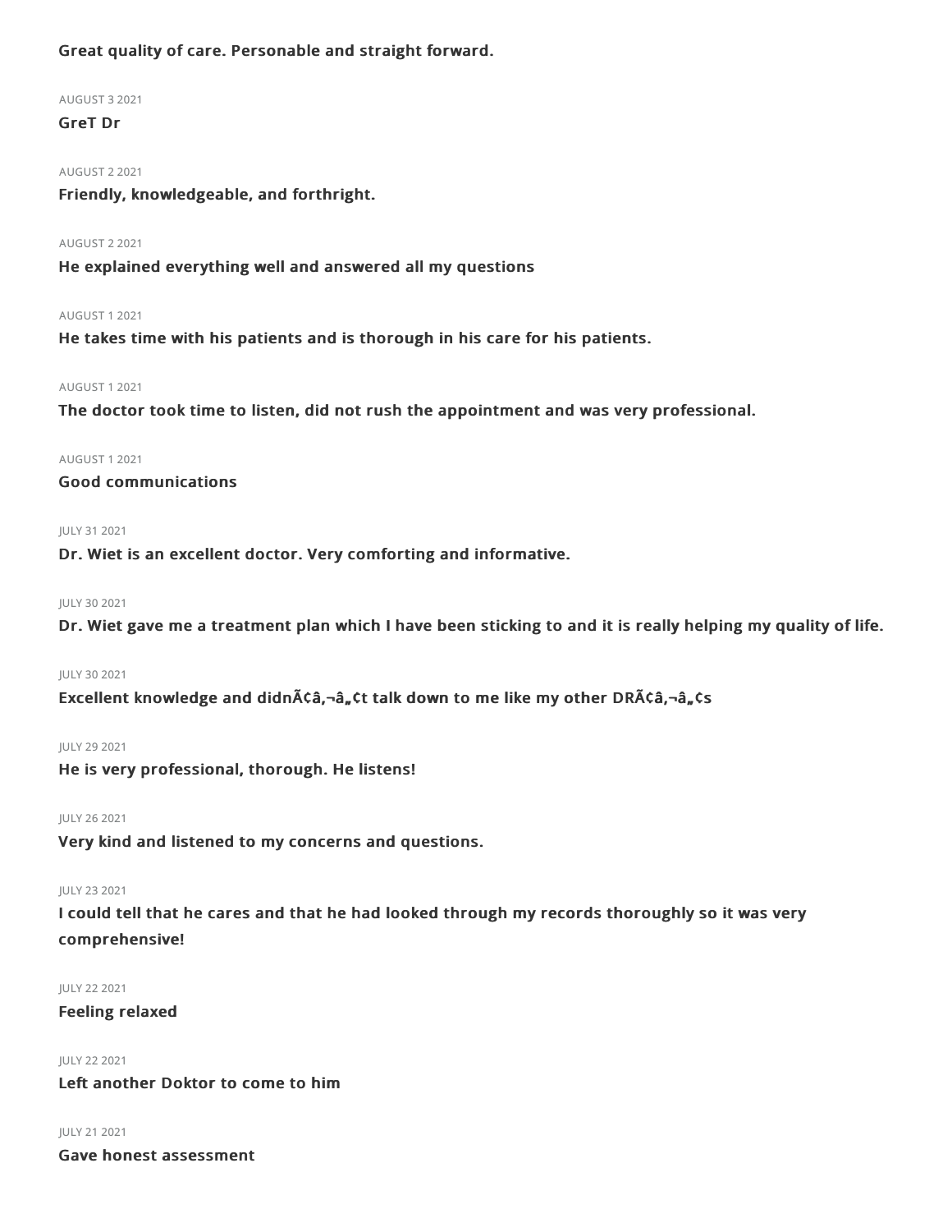**Great quality of care. Personable and straight forward.**

AUGUST 3 2021

**GreT Dr**

AUGUST 2 2021

**Friendly, knowledgeable, and forthright.**

AUGUST 2 2021

**He explained everything well and answered all my questions**

AUGUST 1 2021

**He takes time with his patients and is thorough in his care for his patients.**

AUGUST 1 2021

**The doctor took time to listen, did not rush the appointment and was very professional.**

AUGUST 1 2021

**Good communications**

JULY 31 2021

**Dr. Wiet is an excellent doctor. Very comforting and informative.**

JULY 30 2021

**Dr. Wiet gave me a treatment plan which I have been sticking to and it is really helping my quality of life.**

JULY 30 2021

**Excellent knowledge and didnÃ¢â‚¬â„¢t talk down to me like my other DRÃ¢â‚¬â„¢s**

JULY 29 2021

**He is very professional, thorough. He listens!**

JULY 26 2021

**Very kind and listened to my concerns and questions.**

JULY 23 2021

**I could tell that he cares and that he had looked through my records thoroughly so it was very comprehensive!**

JULY 22 2021

**Feeling relaxed**

JULY 22 2021

**Left another Doktor to come to him**

JULY 21 2021

**Gave honest assessment**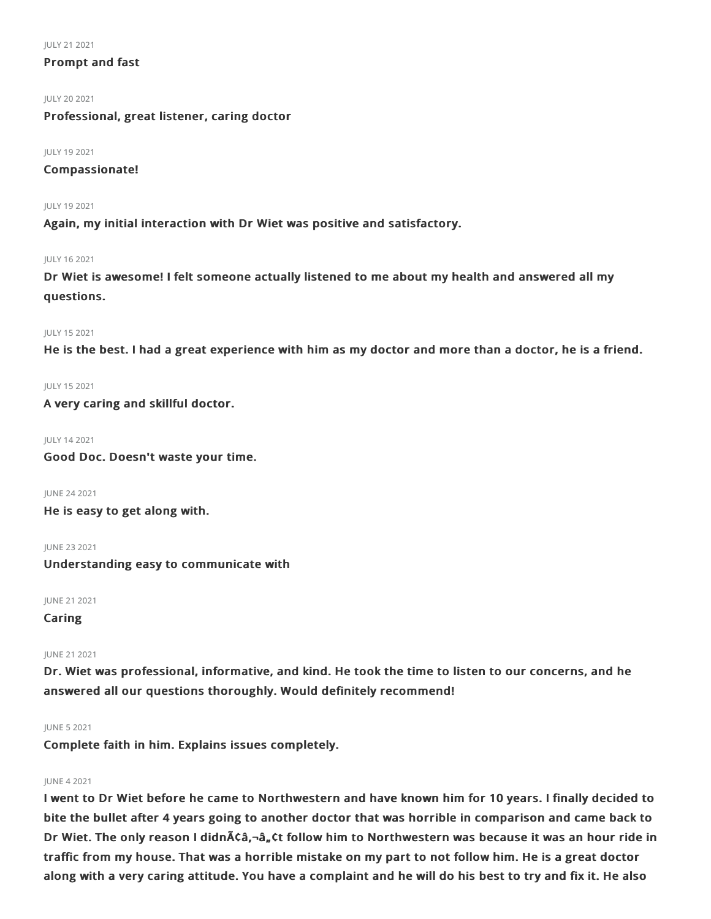JULY 21 2021

**Prompt and fast**

JULY 20 2021

**Professional, great listener, caring doctor**

JULY 19 2021

**Compassionate!**

JULY 19 2021

**Again, my initial interaction with Dr Wiet was positive and satisfactory.**

JULY 16 2021

**Dr Wiet is awesome! I felt someone actually listened to me about my health and answered all my questions.**

JULY 15 2021

**He is the best. I had a great experience with him as my doctor and more than a doctor, he is a friend.**

JULY 15 2021

**A very caring and skillful doctor.**

JULY 14 2021

**Good Doc. Doesn't waste your time.**

JUNE 24 2021

**He is easy to get along with.**

JUNE 23 2021

**Understanding easy to communicate with**

JUNE 21 2021

**Caring**

JUNE 21 2021

**Dr. Wiet was professional, informative, and kind. He took the time to listen to our concerns, and he answered all our questions thoroughly. Would definitely recommend!**

JUNE 5 2021

**Complete faith in him. Explains issues completely.**

JUNE 4 2021

**I went to Dr Wiet before he came to Northwestern and have known him for 10 years. I finally decided to bite the bullet after 4 years going to another doctor that was horrible in comparison and came back to Dr Wiet. The only reason I didnÃ¢â‚¬â„¢t follow him to Northwestern was because it was an hour ride in traffic from my house. That was a horrible mistake on my part to not follow him. He is a great doctor along with a very caring attitude. You have a complaint and he will do his best to try and fix it. He also**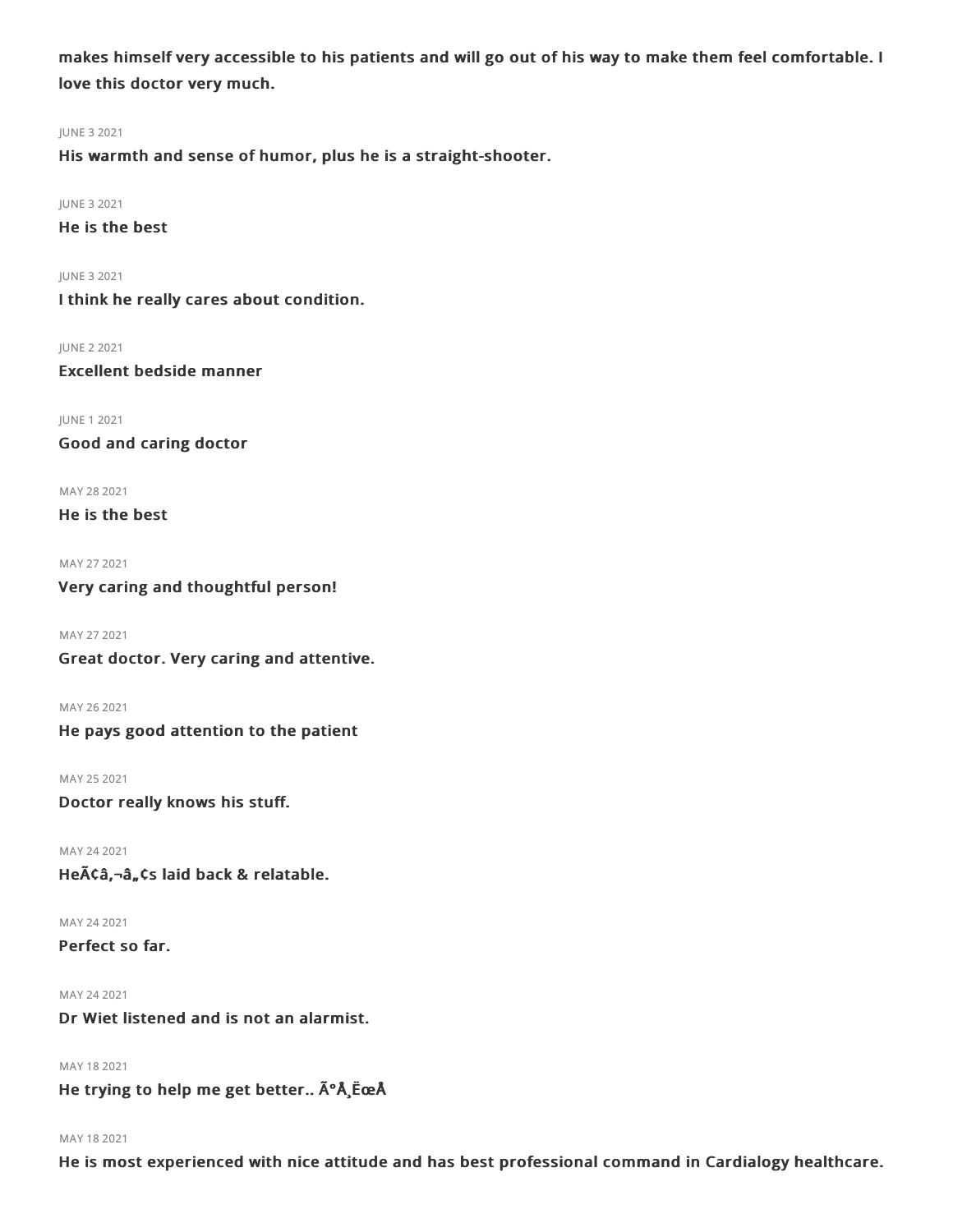**makes himself very accessible to his patients and will go out of his way to make them feel comfortable. I love this doctor very much.**

JUNE 3 2021

**His warmth and sense of humor, plus he is a straight-shooter.**

JUNE 3 2021

**He is the best**

JUNE 3 2021

**I think he really cares about condition.**

JUNE 2 2021

**Excellent bedside manner**

JUNE 1 2021

**Good and caring doctor**

MAY 28 2021

**He is the best**

MAY 27 2021

**Very caring and thoughtful person!**

MAY 27 2021

**Great doctor. Very caring and attentive.**

MAY 26 2021

**He pays good attention to the patient**

MAY 25 2021

**Doctor really knows his stuff.**

MAY 24 2021

**HeÃ¢â‚¬â„¢s laid back & relatable.**

MAY 24 2021

**Perfect so far.**

MAY 24 2021

**Dr Wiet listened and is not an alarmist.**

MAY 18 2021

**He trying to help me get better.. Ã°Å¸ËœÅ**

MAY 18 2021

**He is most experienced with nice attitude and has best professional command in Cardialogy healthcare.**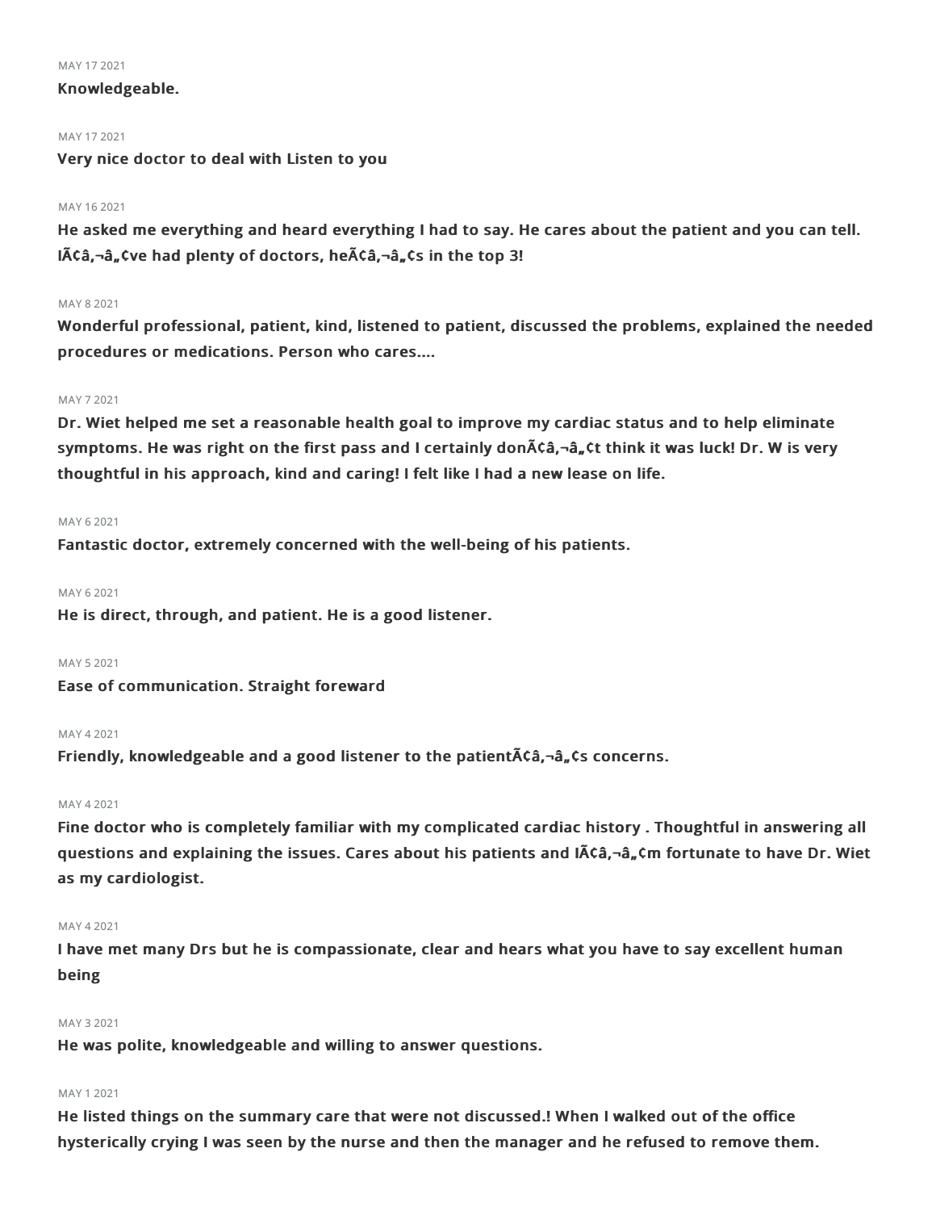MAY 17 2021

**Knowledgeable.**

MAY 17 2021

**Very nice doctor to deal with Listen to you**

MAY 16 2021

**He asked me everything and heard everything I had to say. He cares about the patient and you can tell. IÃ¢â‚¬â„¢ve had plenty of doctors, heÃ¢â‚¬â„¢s in the top 3!**

MAY 8 2021

**Wonderful professional, patient, kind, listened to patient, discussed the problems, explained the needed procedures or medications. Person who cares....**

MAY 7 2021

**Dr. Wiet helped me set a reasonable health goal to improve my cardiac status and to help eliminate symptoms. He was right on the first pass and I certainly donÃ¢â‚¬â„¢t think it was luck! Dr. W is very thoughtful in his approach, kind and caring! I felt like I had a new lease on life.**

MAY 6 2021

**Fantastic doctor, extremely concerned with the well-being of his patients.**

MAY 6 2021

**He is direct, through, and patient. He is a good listener.**

MAY 5 2021

**Ease of communication. Straight foreward**

MAY 4 2021

**Friendly, knowledgeable and a good listener to the patientÃ¢â‚¬â„¢s concerns.**

MAY 4 2021

**Fine doctor who is completely familiar with my complicated cardiac history . Thoughtful in answering all questions and explaining the issues. Cares about his patients and IÃ¢â‚¬â„¢m fortunate to have Dr. Wiet as my cardiologist.**

MAY 4 2021

**I have met many Drs but he is compassionate, clear and hears what you have to say excellent human being**

MAY 3 2021

**He was polite, knowledgeable and willing to answer questions.**

MAY 1 2021

**He listed things on the summary care that were not discussed.! When I walked out of the office hysterically crying I was seen by the nurse and then the manager and he refused to remove them.**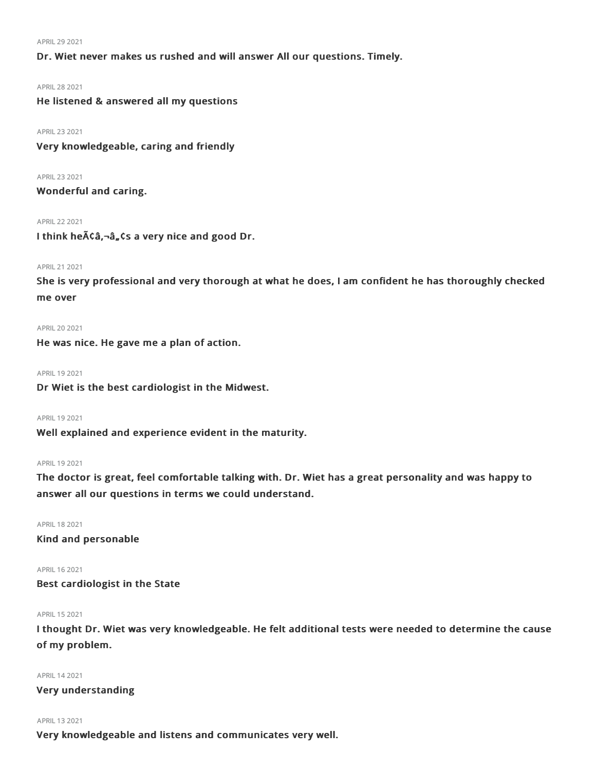APRIL 29 2021

**Dr. Wiet never makes us rushed and will answer All our questions. Timely.**

APRIL 28 2021

**He listened & answered all my questions**

APRIL 23 2021

**Very knowledgeable, caring and friendly**

APRIL 23 2021

**Wonderful and caring.**

APRIL 22 2021

**I think heÃ¢â‚¬â„¢s a very nice and good Dr.**

APRIL 21 2021

**She is very professional and very thorough at what he does, I am confident he has thoroughly checked me over**

APRIL 20 2021

**He was nice. He gave me a plan of action.**

APRIL 19 2021

**Dr Wiet is the best cardiologist in the Midwest.**

APRIL 19 2021

**Well explained and experience evident in the maturity.**

APRIL 19 2021

**The doctor is great, feel comfortable talking with. Dr. Wiet has a great personality and was happy to answer all our questions in terms we could understand.**

APRIL 18 2021

**Kind and personable**

APRIL 16 2021

**Best cardiologist in the State**

APRIL 15 2021

**I thought Dr. Wiet was very knowledgeable. He felt additional tests were needed to determine the cause of my problem.**

APRIL 14 2021

**Very understanding**

APRIL 13 2021

**Very knowledgeable and listens and communicates very well.**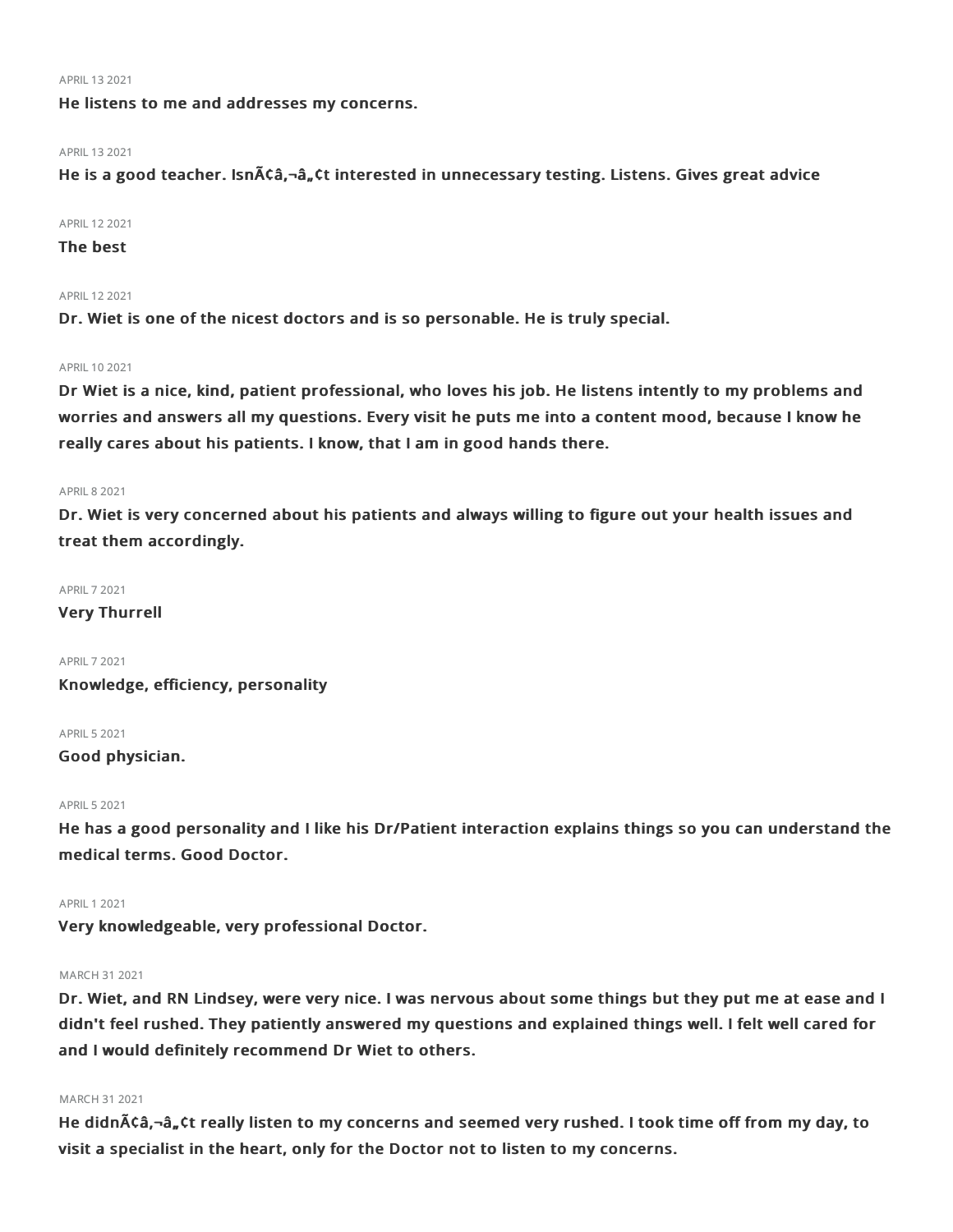APRIL 13 2021

**He listens to me and addresses my concerns.**

APRIL 13 2021

**He is a good teacher. IsnÃ¢â‚¬â„¢t interested in unnecessary testing. Listens. Gives great advice**

APRIL 12 2021

**The best**

APRIL 12 2021

**Dr. Wiet is one of the nicest doctors and is so personable. He is truly special.**

APRIL 10 2021

**Dr Wiet is a nice, kind, patient professional, who loves his job. He listens intently to my problems and worries and answers all my questions. Every visit he puts me into a content mood, because I know he really cares about his patients. I know, that I am in good hands there.**

APRIL 8 2021

**Dr. Wiet is very concerned about his patients and always willing to figure out your health issues and treat them accordingly.**

APRIL 7 2021

**Very Thurrell**

APRIL 7 2021

**Knowledge, efficiency, personality**

APRIL 5 2021

**Good physician.**

APRIL 5 2021

**He has a good personality and I like his Dr/Patient interaction explains things so you can understand the medical terms. Good Doctor.**

APRIL 1 2021

**Very knowledgeable, very professional Doctor.**

MARCH 31 2021

**Dr. Wiet, and RN Lindsey, were very nice. I was nervous about some things but they put me at ease and I didn't feel rushed. They patiently answered my questions and explained things well. I felt well cared for and I would definitely recommend Dr Wiet to others.**

MARCH 31 2021

**He didnÃ¢â‚¬â„¢t really listen to my concerns and seemed very rushed. I took time off from my day, to visit a specialist in the heart, only for the Doctor not to listen to my concerns.**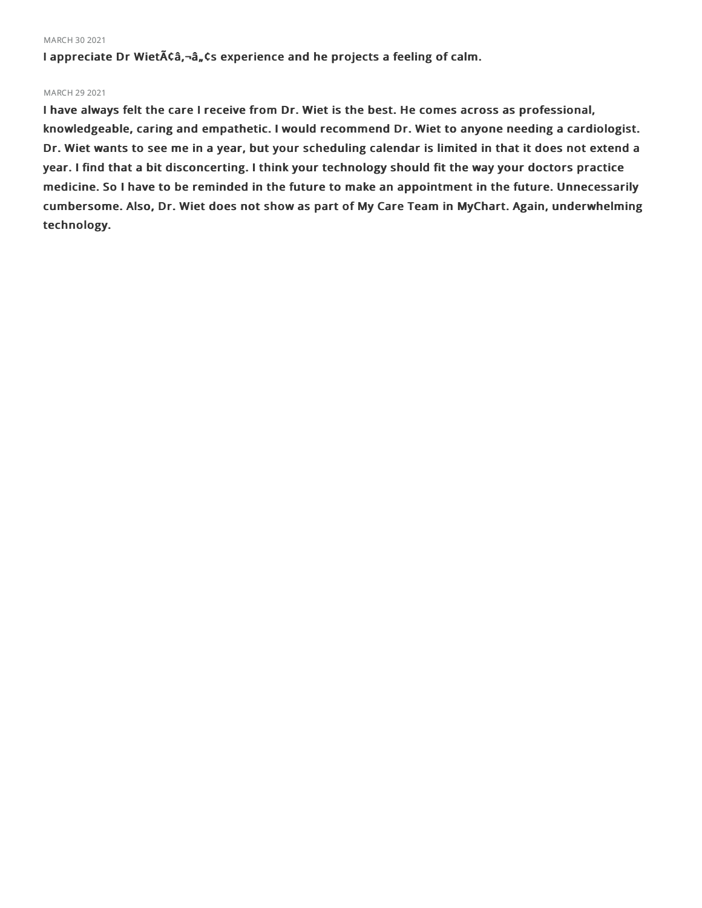MARCH 30 2021

**I appreciate Dr WietÃ¢â‚¬â„¢s experience and he projects a feeling of calm.**

MARCH 29 2021

**I have always felt the care I receive from Dr. Wiet is the best. He comes across as professional, knowledgeable, caring and empathetic. I would recommend Dr. Wiet to anyone needing a cardiologist. Dr. Wiet wants to see me in a year, but your scheduling calendar is limited in that it does not extend a year. I find that a bit disconcerting. I think your technology should fit the way your doctors practice medicine. So I have to be reminded in the future to make an appointment in the future. Unnecessarily cumbersome. Also, Dr. Wiet does not show as part of My Care Team in MyChart. Again, underwhelming technology.**